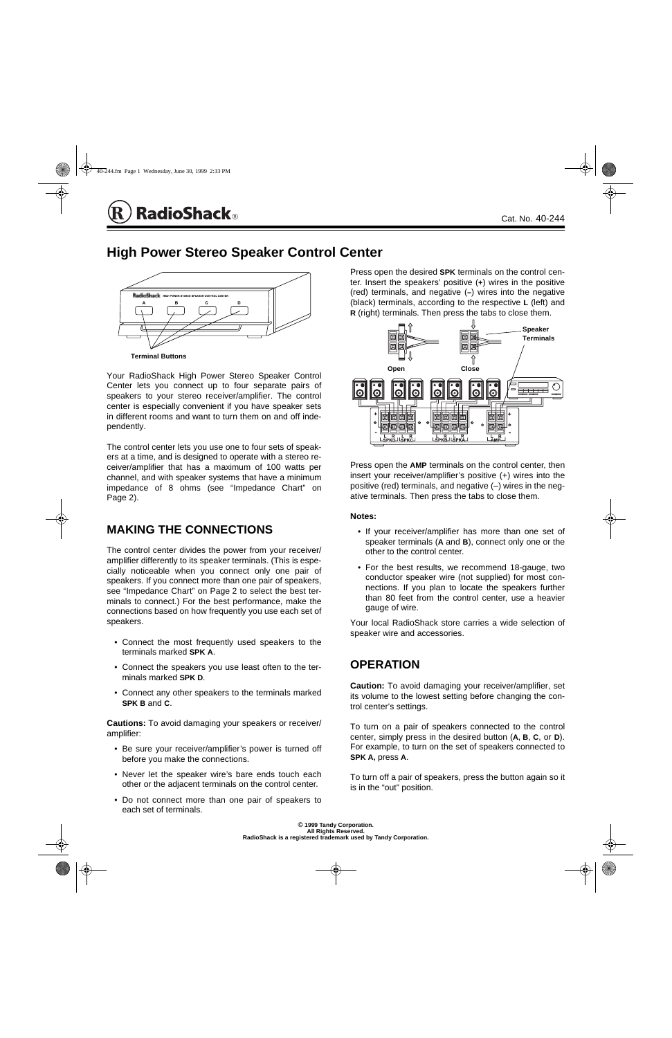RadioShack®

Cat. No. 40-244

# High Power Stereo Speaker Control Center

Terminal Buttons

Your RadioShack High Power Stereo Speaker Control Center lets you connect up to four separate pairs of speakers to your stereo receiver/amplifier. The control center is especially convenient if you have speaker sets in different rooms and want to turn them on and off independently.

The control center lets you use one to four sets of speakers at a time, and is designed to operate with a stereo receiver/amplifier that has a maximum of 100 watts per channel, and with speaker systems that have a minimum impedance of 8 ohms (see "Impedance Chart" on Page 2).

## MAKING THE CONNECTIONS

The control center divides the power from your receiver/amplifier differently to its speaker terminals. (This is especially noticeable when you connect only one pair of speakers. If you connect more than one pair of speakers, see "Impedance Chart" on Page 2 to select the best terminals to connect.) For the best performance, make the connections based on how frequently you use each set of speakers.

- Connect the most frequently used speakers to the terminals marked **SPK A**.
- Connect the speakers you use least often to the terminals marked **SPK D**.
- Connect any other speakers to the terminals marked **SPK B** and **C**.

**Cautions:** To avoid damaging your speakers or receiver/amplifier:

- Be sure your receiver/amplifier's power is turned off before you make the connections.
- Never let the speaker wire's bare ends touch each other or the adjacent terminals on the control center.
- Do not connect more than one pair of speakers to each set of terminals.

Press open the desired **SPK** terminals on the control center. Insert the speakers' positive (**+**) wires in the positive (red) terminals, and negative (**–**) wires into the negative (black) terminals, according to the respective **L** (left) and **R** (right) terminals. Then press the tabs to close them.

Speaker Terminals

Open Close

Press open the **AMP** terminals on the control center, then insert your receiver/amplifier's positive (+) wires into the positive (red) terminals, and negative (–) wires in the negative terminals. Then press the tabs to close them.

**Notes:**

- If your receiver/amplifier has more than one set of speaker terminals (**A** and **B**), connect only one or the other to the control center.
- For the best results, we recommend 18-gauge, two conductor speaker wire (not supplied) for most connections. If you plan to locate the speakers further than 80 feet from the control center, use a heavier gauge of wire.

Your local RadioShack store carries a wide selection of speaker wire and accessories.

## OPERATION

**Caution:** To avoid damaging your receiver/amplifier, set its volume to the lowest setting before changing the control center's settings.

To turn on a pair of speakers connected to the control center, simply press in the desired button (**A**, **B**, **C**, or **D**). For example, to turn on the set of speakers connected to **SPK A,** press **A**.

To turn off a pair of speakers, press the button again so it is in the "out" position.

**© 1999 Tandy Corporation.**
**All Rights Reserved.**
**RadioShack is a registered trademark used by Tandy Corporation.**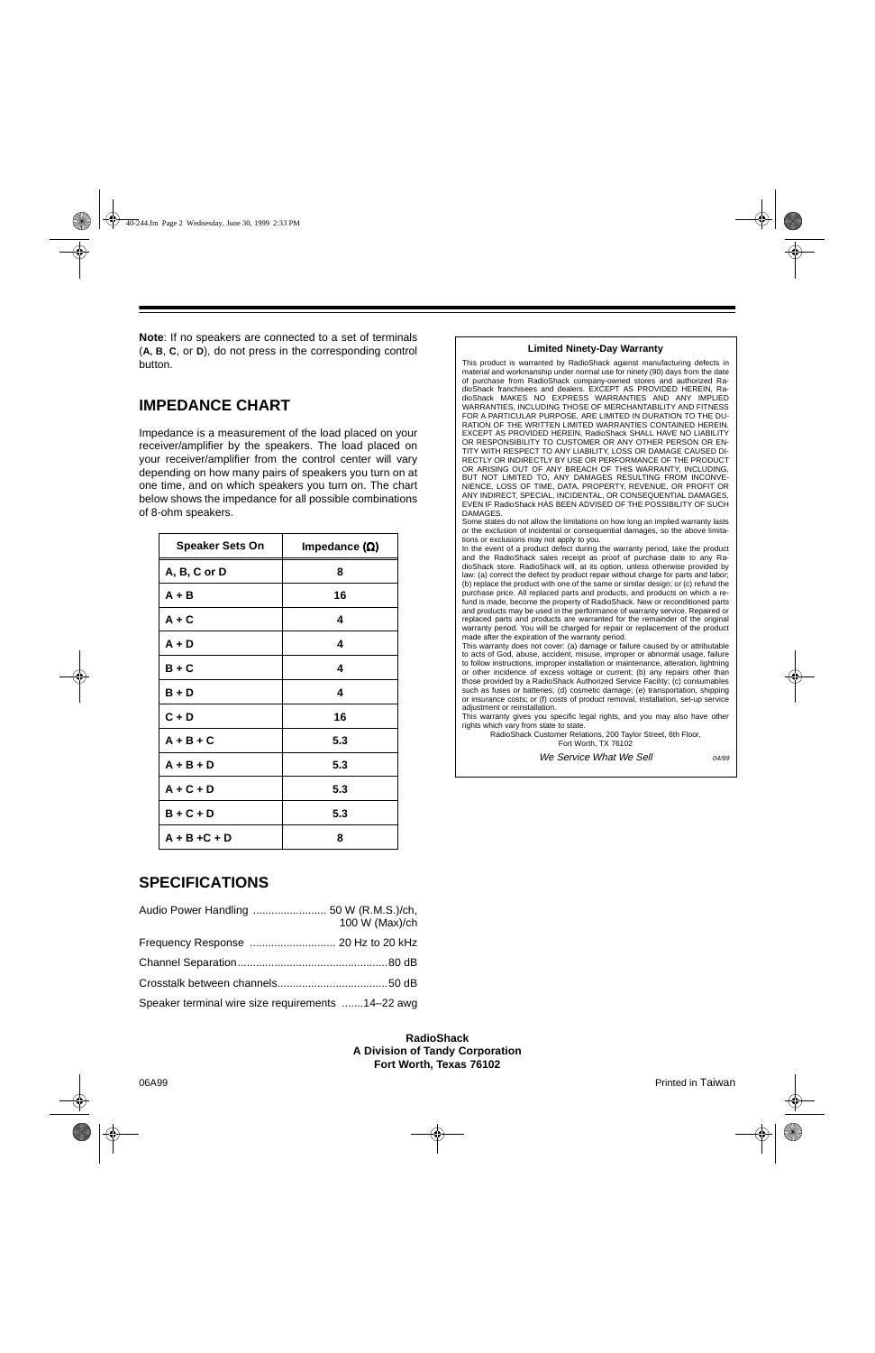**Note**: If no speakers are connected to a set of terminals (**A**, **B**, **C**, or **D**), do not press in the corresponding control button.

## IMPEDANCE CHART

Impedance is a measurement of the load placed on your receiver/amplifier by the speakers. The load placed on your receiver/amplifier from the control center will vary depending on how many pairs of speakers you turn on at one time, and on which speakers you turn on. The chart below shows the impedance for all possible combinations of 8-ohm speakers.

| Speaker Sets On | Impedance (Ω) |
|---|---|
| A, B, C or D | 8 |
| A + B | 16 |
| A + C | 4 |
| A + D | 4 |
| B + C | 4 |
| B + D | 4 |
| C + D | 16 |
| A + B + C | 5.3 |
| A + B + D | 5.3 |
| A + C + D | 5.3 |
| B + C + D | 5.3 |
| A + B +C + D | 8 |

## SPECIFICATIONS

Audio Power Handling ........................ 50 W (R.M.S.)/ch, 100 W (Max)/ch

Frequency Response ............................ 20 Hz to 20 kHz

Channel Separation.................................................80 dB

Crosstalk between channels....................................50 dB

Speaker terminal wire size requirements .......14–22 awg

### Limited Ninety-Day Warranty

This product is warranted by RadioShack against manufacturing defects in material and workmanship under normal use for ninety (90) days from the date of purchase from RadioShack company-owned stores and authorized RadioShack franchisees and dealers. EXCEPT AS PROVIDED HEREIN, RadioShack MAKES NO EXPRESS WARRANTIES AND ANY IMPLIED WARRANTIES, INCLUDING THOSE OF MERCHANTABILITY AND FITNESS FOR A PARTICULAR PURPOSE, ARE LIMITED IN DURATION TO THE DURATION OF THE WRITTEN LIMITED WARRANTIES CONTAINED HEREIN. EXCEPT AS PROVIDED HEREIN, RadioShack SHALL HAVE NO LIABILITY OR RESPONSIBILITY TO CUSTOMER OR ANY OTHER PERSON OR ENTITY WITH RESPECT TO ANY LIABILITY, LOSS OR DAMAGE CAUSED DIRECTLY OR INDIRECTLY BY USE OR PERFORMANCE OF THE PRODUCT OR ARISING OUT OF ANY BREACH OF THIS WARRANTY, INCLUDING, BUT NOT LIMITED TO, ANY DAMAGES RESULTING FROM INCONVENIENCE, LOSS OF TIME, DATA, PROPERTY, REVENUE, OR PROFIT OR ANY INDIRECT, SPECIAL, INCIDENTAL, OR CONSEQUENTIAL DAMAGES, EVEN IF RadioShack HAS BEEN ADVISED OF THE POSSIBILITY OF SUCH DAMAGES.

Some states do not allow the limitations on how long an implied warranty lasts or the exclusion of incidental or consequential damages, so the above limitations or exclusions may not apply to you.

In the event of a product defect during the warranty period, take the product and the RadioShack sales receipt as proof of purchase date to any RadioShack store. RadioShack will, at its option, unless otherwise provided by law: (a) correct the defect by product repair without charge for parts and labor; (b) replace the product with one of the same or similar design; or (c) refund the purchase price. All replaced parts and products, and products on which a refund is made, become the property of RadioShack. New or reconditioned parts and products may be used in the performance of warranty service. Repaired or replaced parts and products are warranted for the remainder of the original warranty period. You will be charged for repair or replacement of the product made after the expiration of the warranty period.

This warranty does not cover: (a) damage or failure caused by or attributable to acts of God, abuse, accident, misuse, improper or abnormal usage, failure to follow instructions, improper installation or maintenance, alteration, lightning or other incidence of excess voltage or current; (b) any repairs other than those provided by a RadioShack Authorized Service Facility; (c) consumables such as fuses or batteries; (d) cosmetic damage; (e) transportation, shipping or insurance costs; or (f) costs of product removal, installation, set-up service adjustment or reinstallation.

This warranty gives you specific legal rights, and you may also have other rights which vary from state to state.

RadioShack Customer Relations, 200 Taylor Street, 6th Floor, Fort Worth, TX 76102

*We Service What We Sell* 04/99

**RadioShack**
**A Division of Tandy Corporation**
**Fort Worth, Texas 76102**

06A99 Printed in Taiwan